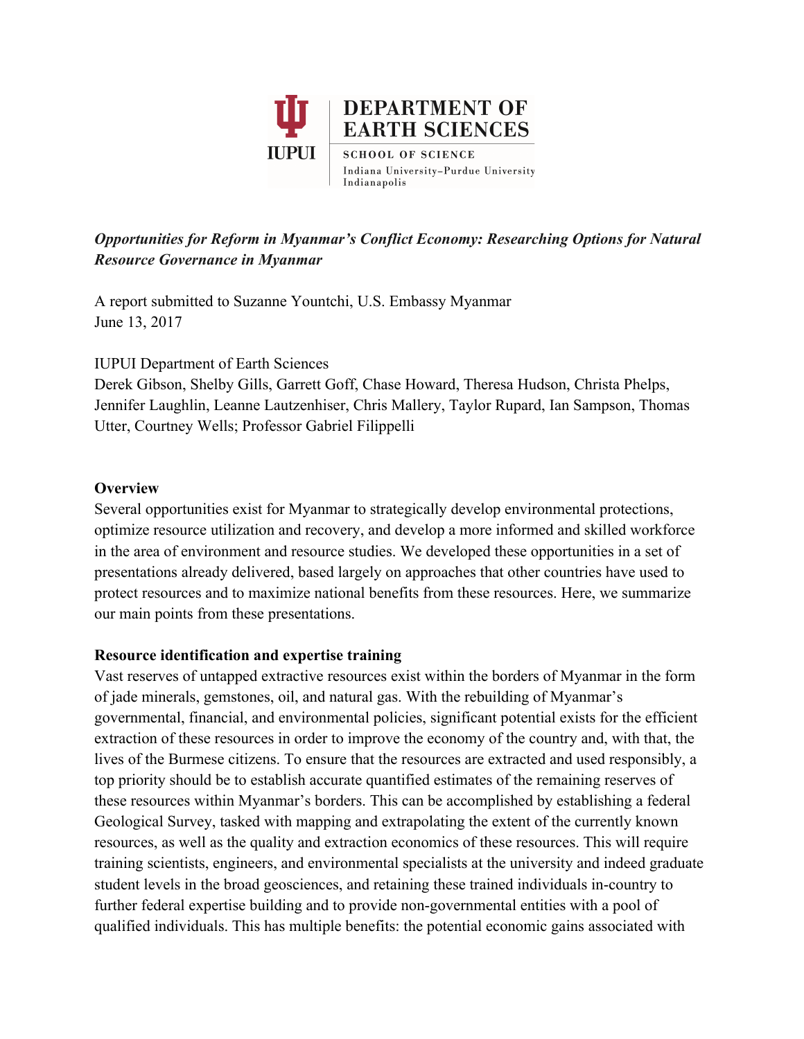DEPARTMENT OF EARTH SCIENCES

SCHOOL OF SCIENCE

Indiana University–Purdue University Indianapolis

IUPUI

***Opportunities for Reform in Myanmar's Conflict Economy: Researching Options for Natural Resource Governance in Myanmar***

A report submitted to Suzanne Yountchi, U.S. Embassy Myanmar
June 13, 2017

IUPUI Department of Earth Sciences
Derek Gibson, Shelby Gills, Garrett Goff, Chase Howard, Theresa Hudson, Christa Phelps, Jennifer Laughlin, Leanne Lautzenhiser, Chris Mallery, Taylor Rupard, Ian Sampson, Thomas Utter, Courtney Wells; Professor Gabriel Filippelli

**Overview**

Several opportunities exist for Myanmar to strategically develop environmental protections, optimize resource utilization and recovery, and develop a more informed and skilled workforce in the area of environment and resource studies. We developed these opportunities in a set of presentations already delivered, based largely on approaches that other countries have used to protect resources and to maximize national benefits from these resources. Here, we summarize our main points from these presentations.

**Resource identification and expertise training**

Vast reserves of untapped extractive resources exist within the borders of Myanmar in the form of jade minerals, gemstones, oil, and natural gas. With the rebuilding of Myanmar's governmental, financial, and environmental policies, significant potential exists for the efficient extraction of these resources in order to improve the economy of the country and, with that, the lives of the Burmese citizens. To ensure that the resources are extracted and used responsibly, a top priority should be to establish accurate quantified estimates of the remaining reserves of these resources within Myanmar's borders. This can be accomplished by establishing a federal Geological Survey, tasked with mapping and extrapolating the extent of the currently known resources, as well as the quality and extraction economics of these resources. This will require training scientists, engineers, and environmental specialists at the university and indeed graduate student levels in the broad geosciences, and retaining these trained individuals in-country to further federal expertise building and to provide non-governmental entities with a pool of qualified individuals. This has multiple benefits: the potential economic gains associated with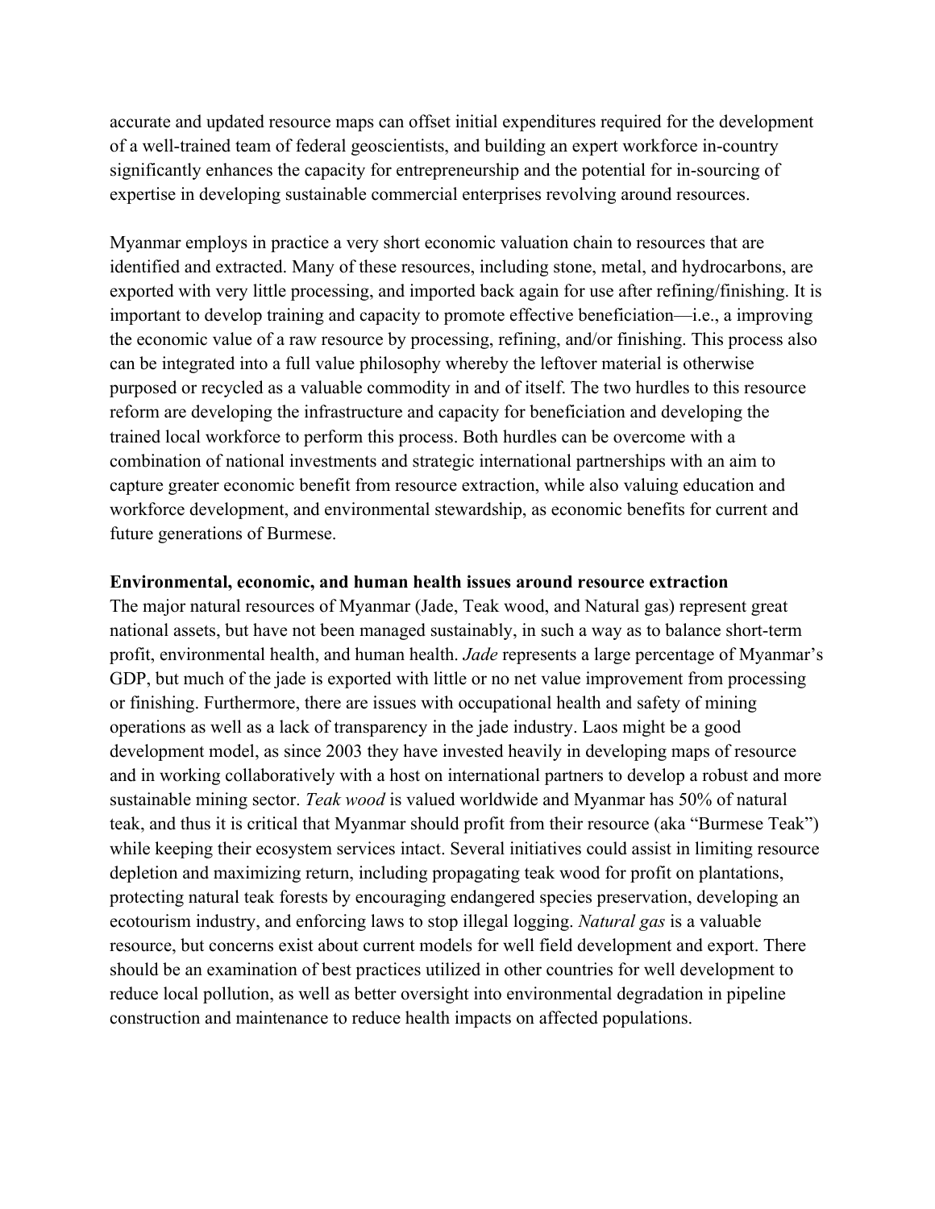accurate and updated resource maps can offset initial expenditures required for the development of a well-trained team of federal geoscientists, and building an expert workforce in-country significantly enhances the capacity for entrepreneurship and the potential for in-sourcing of expertise in developing sustainable commercial enterprises revolving around resources.

Myanmar employs in practice a very short economic valuation chain to resources that are identified and extracted. Many of these resources, including stone, metal, and hydrocarbons, are exported with very little processing, and imported back again for use after refining/finishing. It is important to develop training and capacity to promote effective beneficiation—i.e., a improving the economic value of a raw resource by processing, refining, and/or finishing. This process also can be integrated into a full value philosophy whereby the leftover material is otherwise purposed or recycled as a valuable commodity in and of itself. The two hurdles to this resource reform are developing the infrastructure and capacity for beneficiation and developing the trained local workforce to perform this process. Both hurdles can be overcome with a combination of national investments and strategic international partnerships with an aim to capture greater economic benefit from resource extraction, while also valuing education and workforce development, and environmental stewardship, as economic benefits for current and future generations of Burmese.

**Environmental, economic, and human health issues around resource extraction**

The major natural resources of Myanmar (Jade, Teak wood, and Natural gas) represent great national assets, but have not been managed sustainably, in such a way as to balance short-term profit, environmental health, and human health. *Jade* represents a large percentage of Myanmar's GDP, but much of the jade is exported with little or no net value improvement from processing or finishing. Furthermore, there are issues with occupational health and safety of mining operations as well as a lack of transparency in the jade industry. Laos might be a good development model, as since 2003 they have invested heavily in developing maps of resource and in working collaboratively with a host on international partners to develop a robust and more sustainable mining sector. *Teak wood* is valued worldwide and Myanmar has 50% of natural teak, and thus it is critical that Myanmar should profit from their resource (aka "Burmese Teak") while keeping their ecosystem services intact. Several initiatives could assist in limiting resource depletion and maximizing return, including propagating teak wood for profit on plantations, protecting natural teak forests by encouraging endangered species preservation, developing an ecotourism industry, and enforcing laws to stop illegal logging. *Natural gas* is a valuable resource, but concerns exist about current models for well field development and export. There should be an examination of best practices utilized in other countries for well development to reduce local pollution, as well as better oversight into environmental degradation in pipeline construction and maintenance to reduce health impacts on affected populations.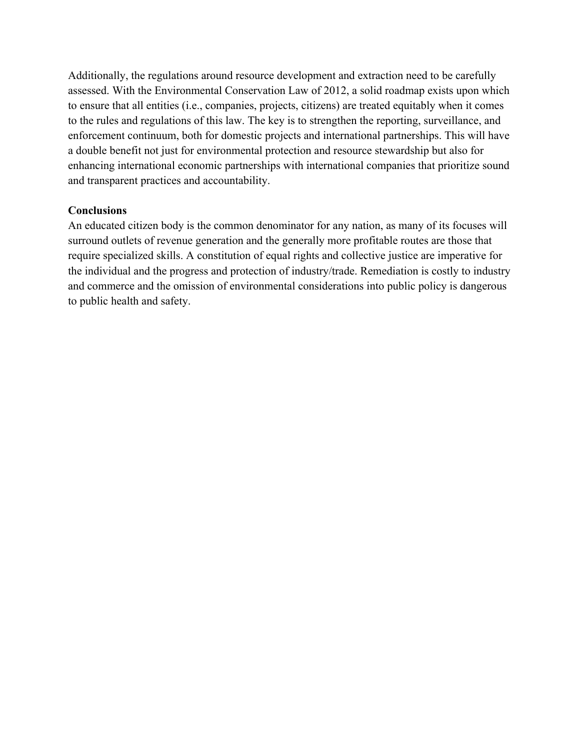Additionally, the regulations around resource development and extraction need to be carefully assessed. With the Environmental Conservation Law of 2012, a solid roadmap exists upon which to ensure that all entities (i.e., companies, projects, citizens) are treated equitably when it comes to the rules and regulations of this law. The key is to strengthen the reporting, surveillance, and enforcement continuum, both for domestic projects and international partnerships. This will have a double benefit not just for environmental protection and resource stewardship but also for enhancing international economic partnerships with international companies that prioritize sound and transparent practices and accountability.

**Conclusions**

An educated citizen body is the common denominator for any nation, as many of its focuses will surround outlets of revenue generation and the generally more profitable routes are those that require specialized skills. A constitution of equal rights and collective justice are imperative for the individual and the progress and protection of industry/trade. Remediation is costly to industry and commerce and the omission of environmental considerations into public policy is dangerous to public health and safety.